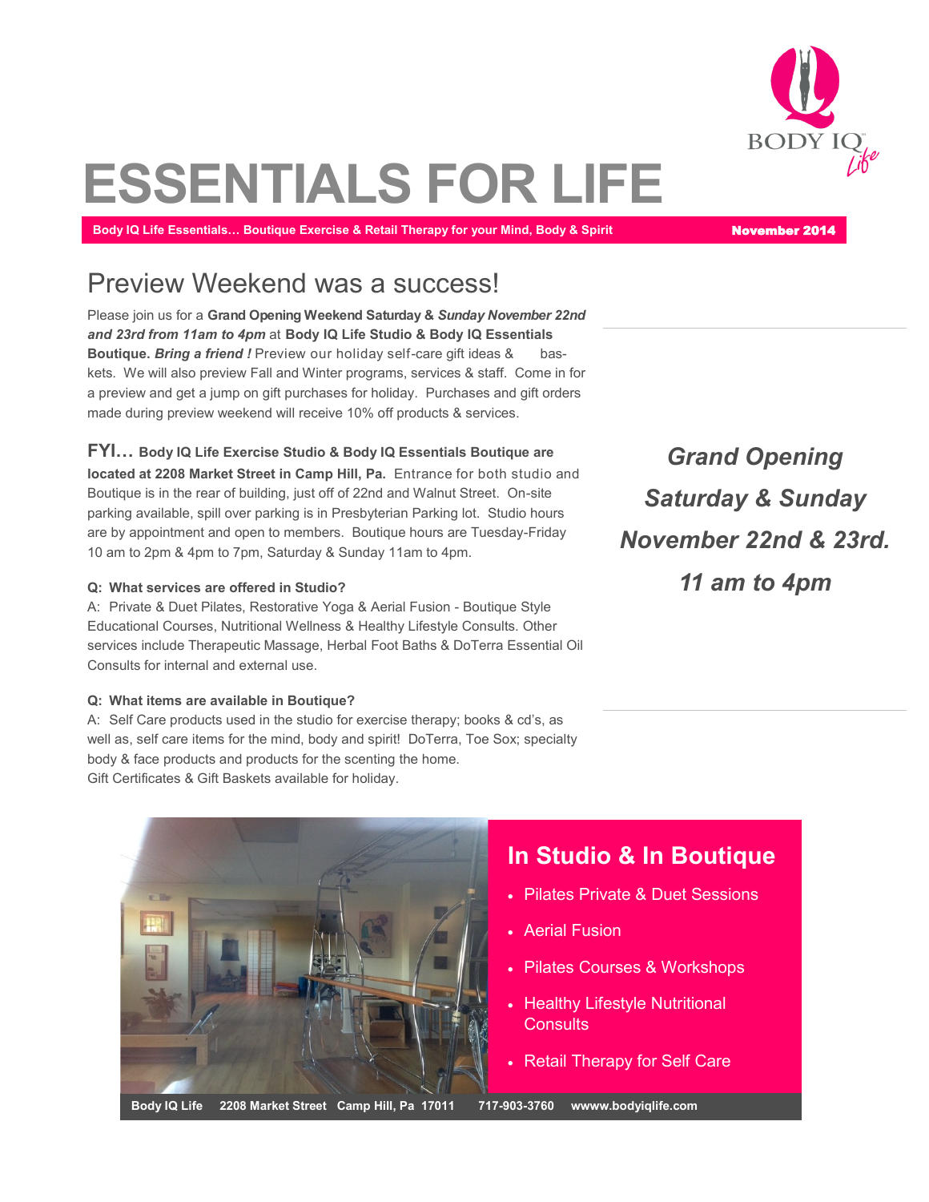# ESSENTIALS FOR LIFE

**Body IQ Life Essentials… Boutique Exercise & Retail Therapy for your Mind, Body & Spirit** **November 2014**

## Preview Weekend was a success!

Please join us for a **Grand Opening Weekend Saturday &** ***Sunday November 22nd and 23rd from 11am to 4pm*** at **Body IQ Life Studio & Body IQ Essentials Boutique.** ***Bring a friend !*** Preview our holiday self-care gift ideas & baskets. We will also preview Fall and Winter programs, services & staff. Come in for a preview and get a jump on gift purchases for holiday. Purchases and gift orders made during preview weekend will receive 10% off products & services.

**FYI… Body IQ Life Exercise Studio & Body IQ Essentials Boutique are located at 2208 Market Street in Camp Hill, Pa.** Entrance for both studio and Boutique is in the rear of building, just off of 22nd and Walnut Street. On-site parking available, spill over parking is in Presbyterian Parking lot. Studio hours are by appointment and open to members. Boutique hours are Tuesday-Friday 10 am to 2pm & 4pm to 7pm, Saturday & Sunday 11am to 4pm.

**Q: What services are offered in Studio?**
A: Private & Duet Pilates, Restorative Yoga & Aerial Fusion - Boutique Style Educational Courses, Nutritional Wellness & Healthy Lifestyle Consults. Other services include Therapeutic Massage, Herbal Foot Baths & DoTerra Essential Oil Consults for internal and external use.

**Q: What items are available in Boutique?**
A: Self Care products used in the studio for exercise therapy; books & cd's, as well as, self care items for the mind, body and spirit! DoTerra, Toe Sox; specialty body & face products and products for the scenting the home.
Gift Certificates & Gift Baskets available for holiday.

***Grand Opening***
***Saturday & Sunday***
***November 22nd & 23rd.***
***11 am to 4pm***

## In Studio & In Boutique

- Pilates Private & Duet Sessions
- Aerial Fusion
- Pilates Courses & Workshops
- Healthy Lifestyle Nutritional Consults
- Retail Therapy for Self Care

**Body IQ Life 2208 Market Street Camp Hill, Pa 17011 717-903-3760 wwww.bodyiqlife.com**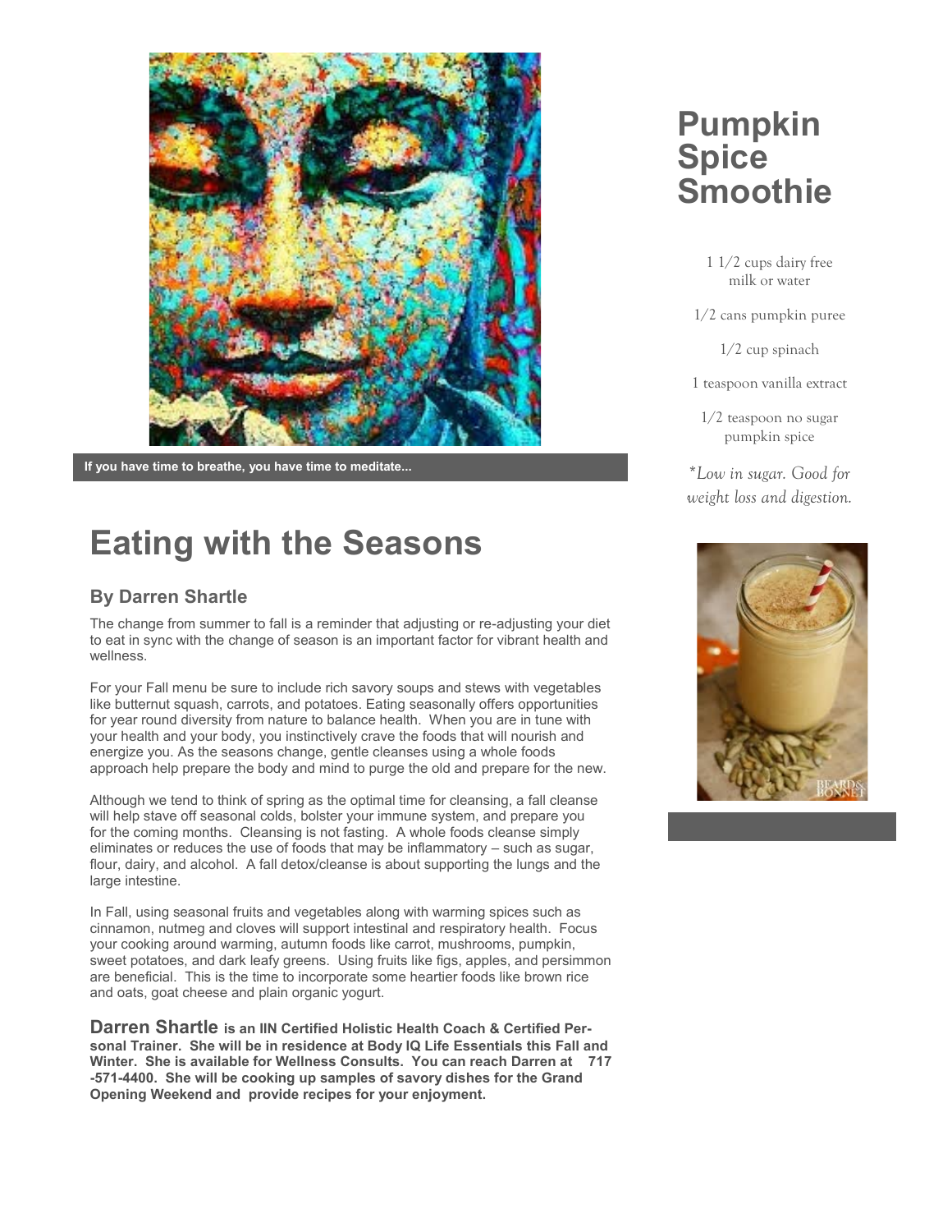If you have time to breathe, you have time to meditate...

# Eating with the Seasons

## By Darren Shartle

The change from summer to fall is a reminder that adjusting or re-adjusting your diet to eat in sync with the change of season is an important factor for vibrant health and wellness.

For your Fall menu be sure to include rich savory soups and stews with vegetables like butternut squash, carrots, and potatoes. Eating seasonally offers opportunities for year round diversity from nature to balance health. When you are in tune with your health and your body, you instinctively crave the foods that will nourish and energize you. As the seasons change, gentle cleanses using a whole foods approach help prepare the body and mind to purge the old and prepare for the new.

Although we tend to think of spring as the optimal time for cleansing, a fall cleanse will help stave off seasonal colds, bolster your immune system, and prepare you for the coming months. Cleansing is not fasting. A whole foods cleanse simply eliminates or reduces the use of foods that may be inflammatory – such as sugar, flour, dairy, and alcohol. A fall detox/cleanse is about supporting the lungs and the large intestine.

In Fall, using seasonal fruits and vegetables along with warming spices such as cinnamon, nutmeg and cloves will support intestinal and respiratory health. Focus your cooking around warming, autumn foods like carrot, mushrooms, pumpkin, sweet potatoes, and dark leafy greens. Using fruits like figs, apples, and persimmon are beneficial. This is the time to incorporate some heartier foods like brown rice and oats, goat cheese and plain organic yogurt.

**Darren Shartle is an IIN Certified Holistic Health Coach & Certified Personal Trainer. She will be in residence at Body IQ Life Essentials this Fall and Winter. She is available for Wellness Consults. You can reach Darren at 717-571-4400. She will be cooking up samples of savory dishes for the Grand Opening Weekend and provide recipes for your enjoyment.**

# Pumpkin Spice Smoothie

1 1/2 cups dairy free milk or water

1/2 cans pumpkin puree

1/2 cup spinach

1 teaspoon vanilla extract

1/2 teaspoon no sugar pumpkin spice

*\*Low in sugar. Good for weight loss and digestion.*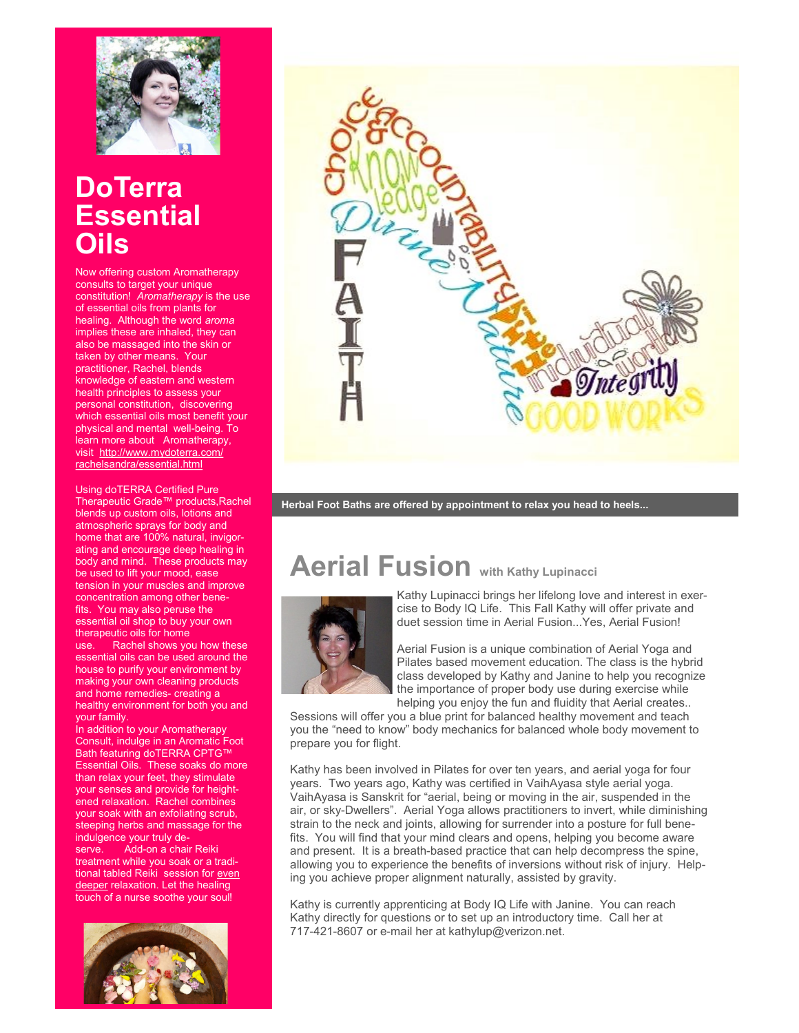# DoTerra Essential Oils

Now offering custom Aromatherapy consults to target your unique constitution! *Aromatherapy* is the use of essential oils from plants for healing. Although the word *aroma* implies these are inhaled, they can also be massaged into the skin or taken by other means. Your practitioner, Rachel, blends knowledge of eastern and western health principles to assess your personal constitution, discovering which essential oils most benefit your physical and mental well-being. To learn more about Aromatherapy, visit http://www.mydoterra.com/rachelsandra/essential.html

Using doTERRA Certified Pure Therapeutic Grade™ products,Rachel blends up custom oils, lotions and atmospheric sprays for body and home that are 100% natural, invigorating and encourage deep healing in body and mind. These products may be used to lift your mood, ease tension in your muscles and improve concentration among other benefits. You may also peruse the essential oil shop to buy your own therapeutic oils for home use. Rachel shows you how these essential oils can be used around the house to purify your environment by making your own cleaning products and home remedies- creating a healthy environment for both you and your family.

In addition to your Aromatherapy Consult, indulge in an Aromatic Foot Bath featuring doTERRA CPTG™ Essential Oils. These soaks do more than relax your feet, they stimulate your senses and provide for heightened relaxation. Rachel combines your soak with an exfoliating scrub, steeping herbs and massage for the indulgence your truly deserve. Add-on a chair Reiki treatment while you soak or a traditional tabled Reiki session for even deeper relaxation. Let the healing touch of a nurse soothe your soul!

**Herbal Foot Baths are offered by appointment to relax you head to heels...**

## Aerial Fusion with Kathy Lupinacci

Kathy Lupinacci brings her lifelong love and interest in exercise to Body IQ Life. This Fall Kathy will offer private and duet session time in Aerial Fusion...Yes, Aerial Fusion!

Aerial Fusion is a unique combination of Aerial Yoga and Pilates based movement education. The class is the hybrid class developed by Kathy and Janine to help you recognize the importance of proper body use during exercise while helping you enjoy the fun and fluidity that Aerial creates.. Sessions will offer you a blue print for balanced healthy movement and teach you the "need to know" body mechanics for balanced whole body movement to prepare you for flight.

Kathy has been involved in Pilates for over ten years, and aerial yoga for four years. Two years ago, Kathy was certified in VaihAyasa style aerial yoga. VaihAyasa is Sanskrit for "aerial, being or moving in the air, suspended in the air, or sky-Dwellers". Aerial Yoga allows practitioners to invert, while diminishing strain to the neck and joints, allowing for surrender into a posture for full benefits. You will find that your mind clears and opens, helping you become aware and present. It is a breath-based practice that can help decompress the spine, allowing you to experience the benefits of inversions without risk of injury. Helping you achieve proper alignment naturally, assisted by gravity.

Kathy is currently apprenticing at Body IQ Life with Janine. You can reach Kathy directly for questions or to set up an introductory time. Call her at 717-421-8607 or e-mail her at kathylup@verizon.net.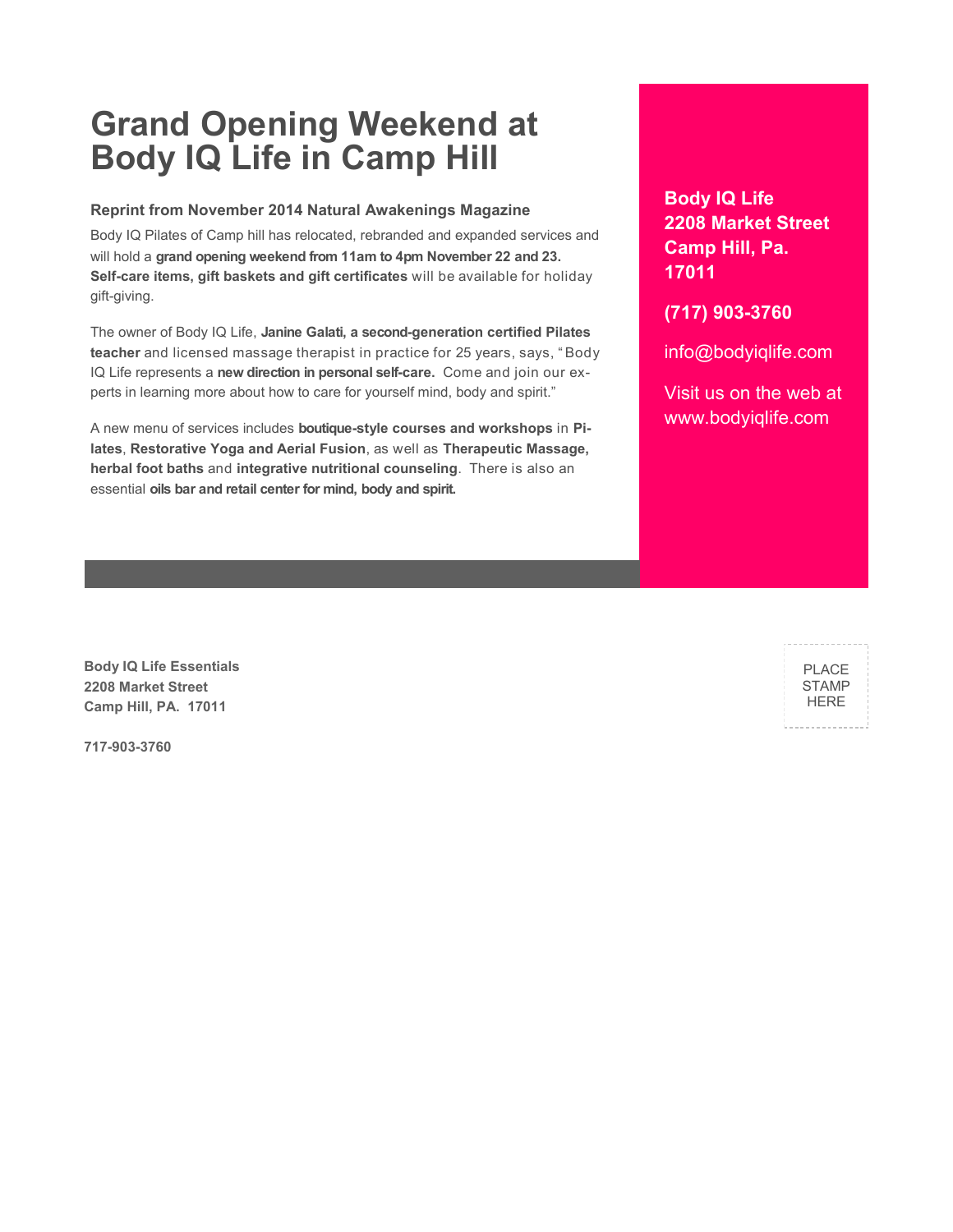# Grand Opening Weekend at Body IQ Life in Camp Hill

### Reprint from November 2014 Natural Awakenings Magazine

Body IQ Pilates of Camp hill has relocated, rebranded and expanded services and will hold a **grand opening weekend from 11am to 4pm November 22 and 23. Self-care items, gift baskets and gift certificates** will be available for holiday gift-giving.

The owner of Body IQ Life, **Janine Galati, a second-generation certified Pilates teacher** and licensed massage therapist in practice for 25 years, says, "Body IQ Life represents a **new direction in personal self-care.** Come and join our experts in learning more about how to care for yourself mind, body and spirit."

A new menu of services includes **boutique-style courses and workshops** in **Pilates**, **Restorative Yoga and Aerial Fusion**, as well as **Therapeutic Massage, herbal foot baths** and **integrative nutritional counseling**. There is also an essential **oils bar and retail center for mind, body and spirit.**

**Body IQ Life**
**2208 Market Street**
**Camp Hill, Pa.**
**17011**

**(717) 903-3760**

info@bodyiqlife.com

Visit us on the web at www.bodyiqlife.com

**Body IQ Life Essentials**
**2208 Market Street**
**Camp Hill, PA. 17011**

**717-903-3760**

PLACE STAMP HERE